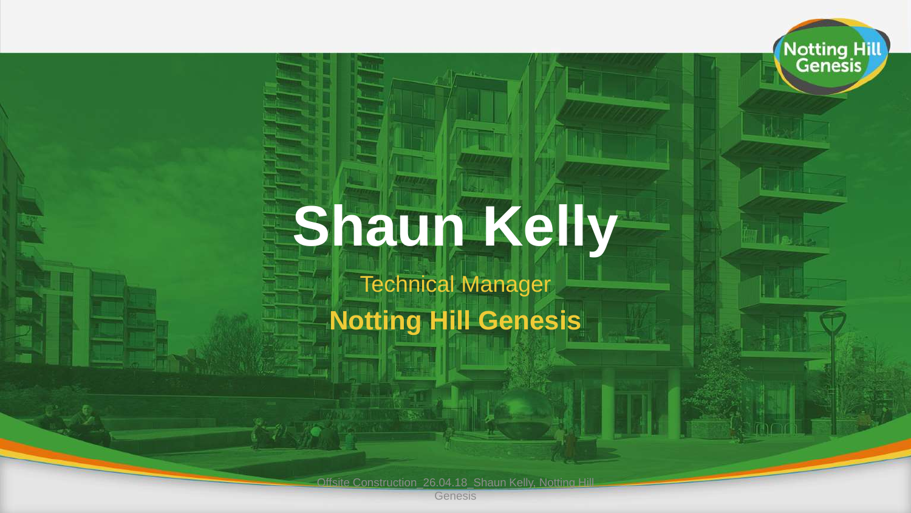# Shaun Kelly

Technical Manager

**Notting Hill Genesis**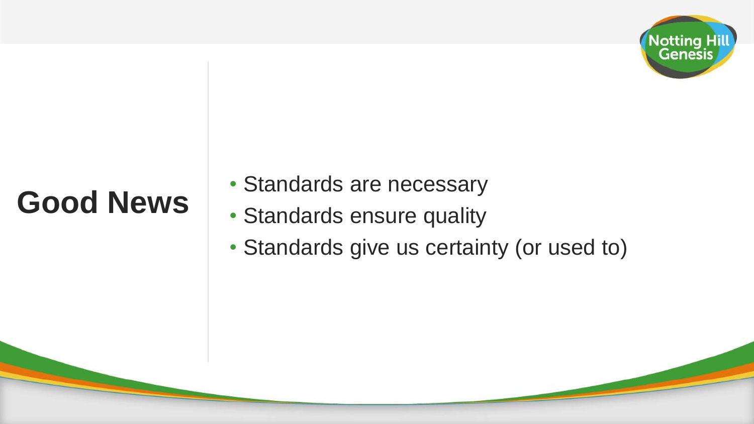# Good News

- Standards are necessary
- Standards ensure quality
- Standards give us certainty (or used to)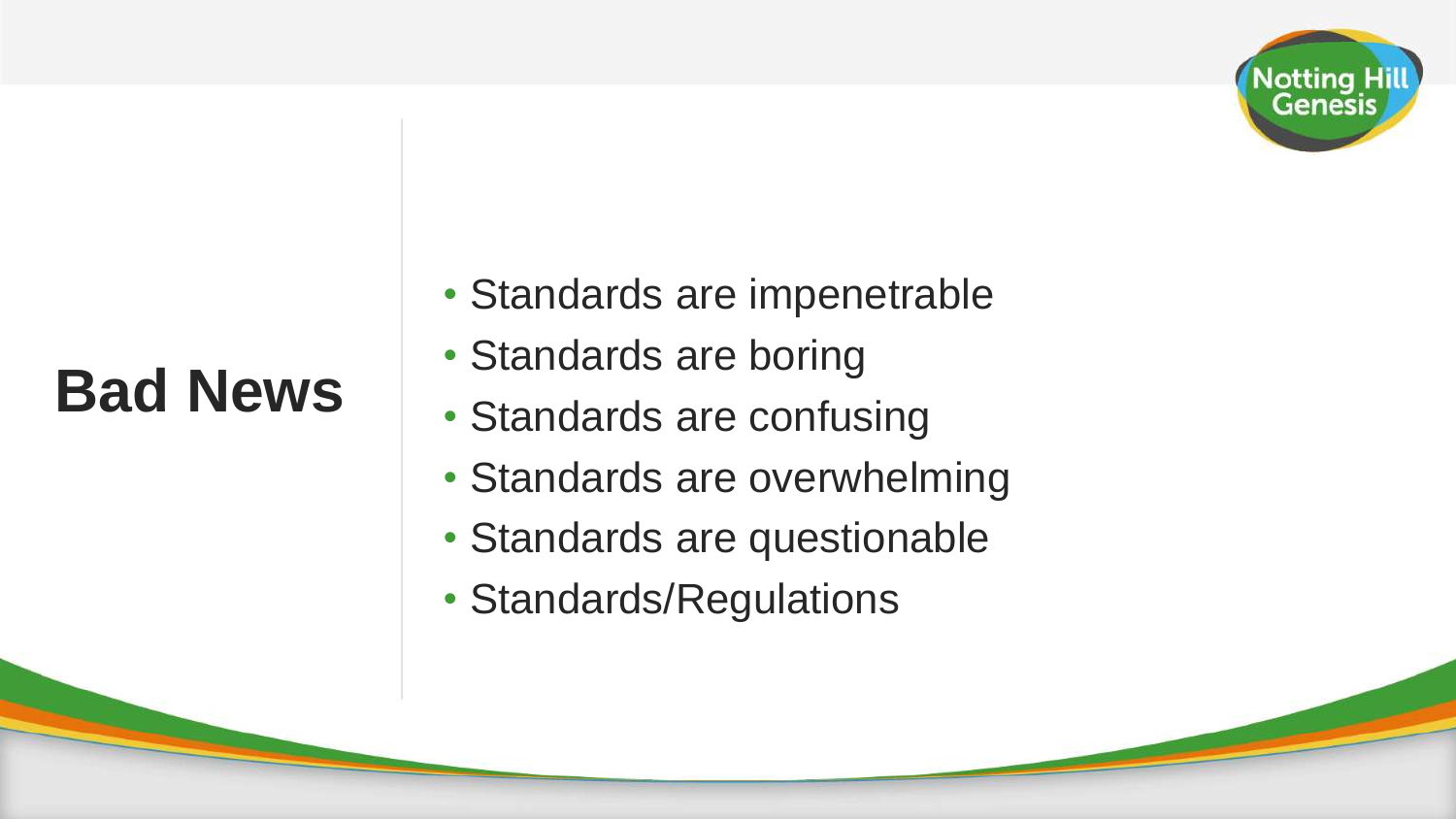# Bad News

- Standards are impenetrable
- Standards are boring
- Standards are confusing
- Standards are overwhelming
- Standards are questionable
- Standards/Regulations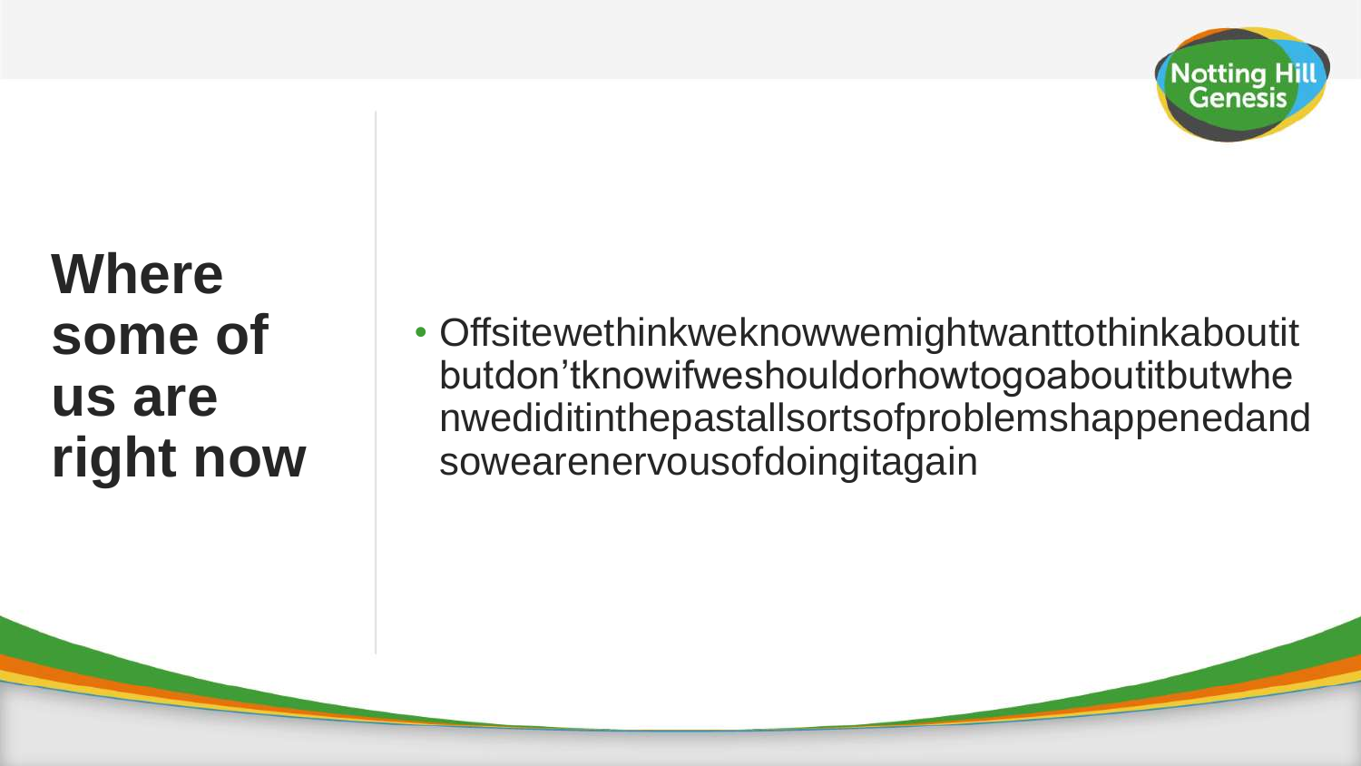# Where some of us are right now

- Offsitewethinkweknowwemightwanttothinkaboutit butdon'tknowifweshouldorhowtogoaboutitbutwhe nwediditinthepastallsortsofproblemshappenedand sowearenervousofdoingitagain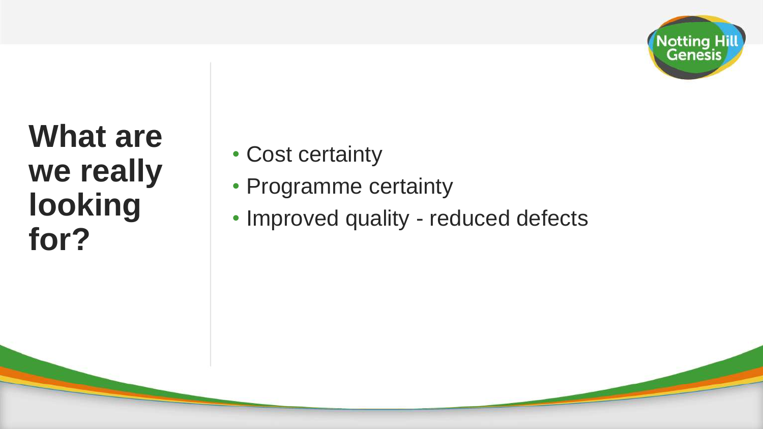# What are we really looking for?

- Cost certainty
- Programme certainty
- Improved quality - reduced defects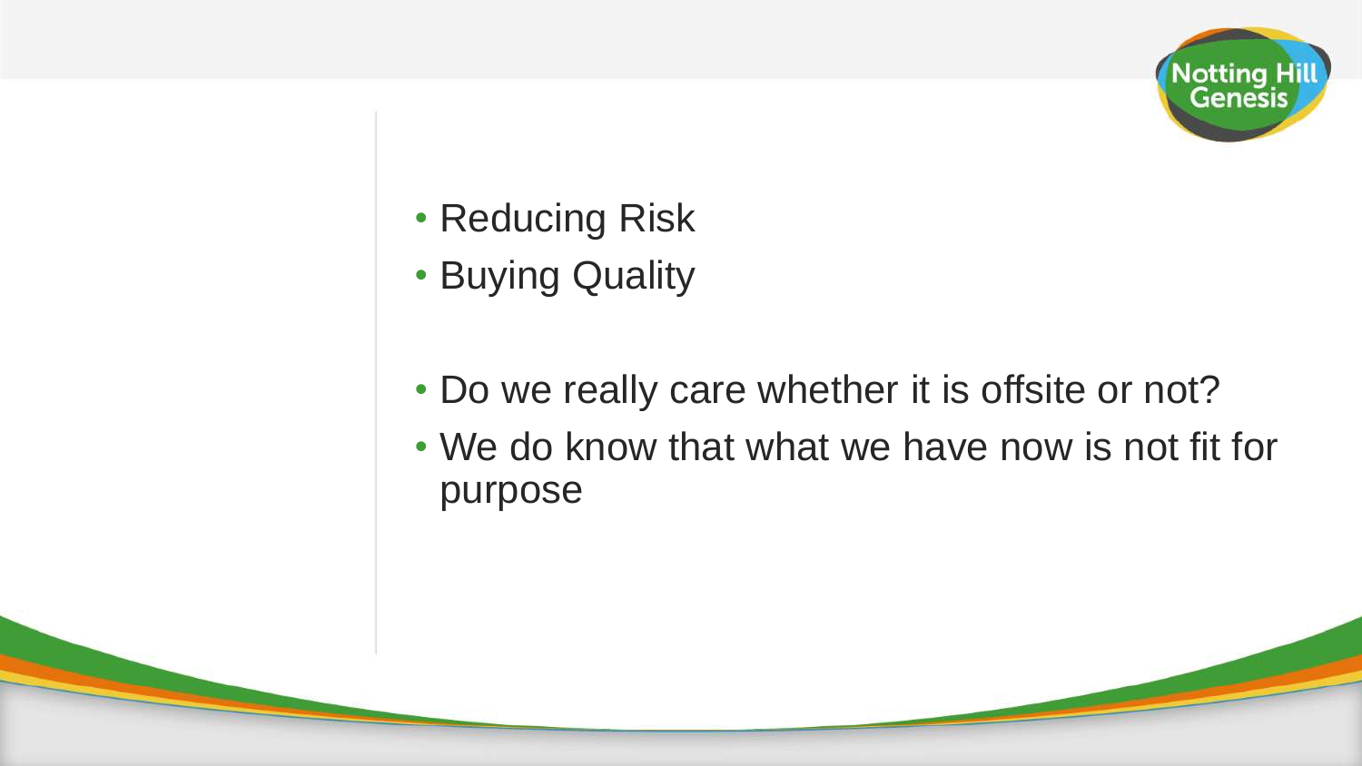- Reducing Risk
- Buying Quality

- Do we really care whether it is offsite or not?
- We do know that what we have now is not fit for purpose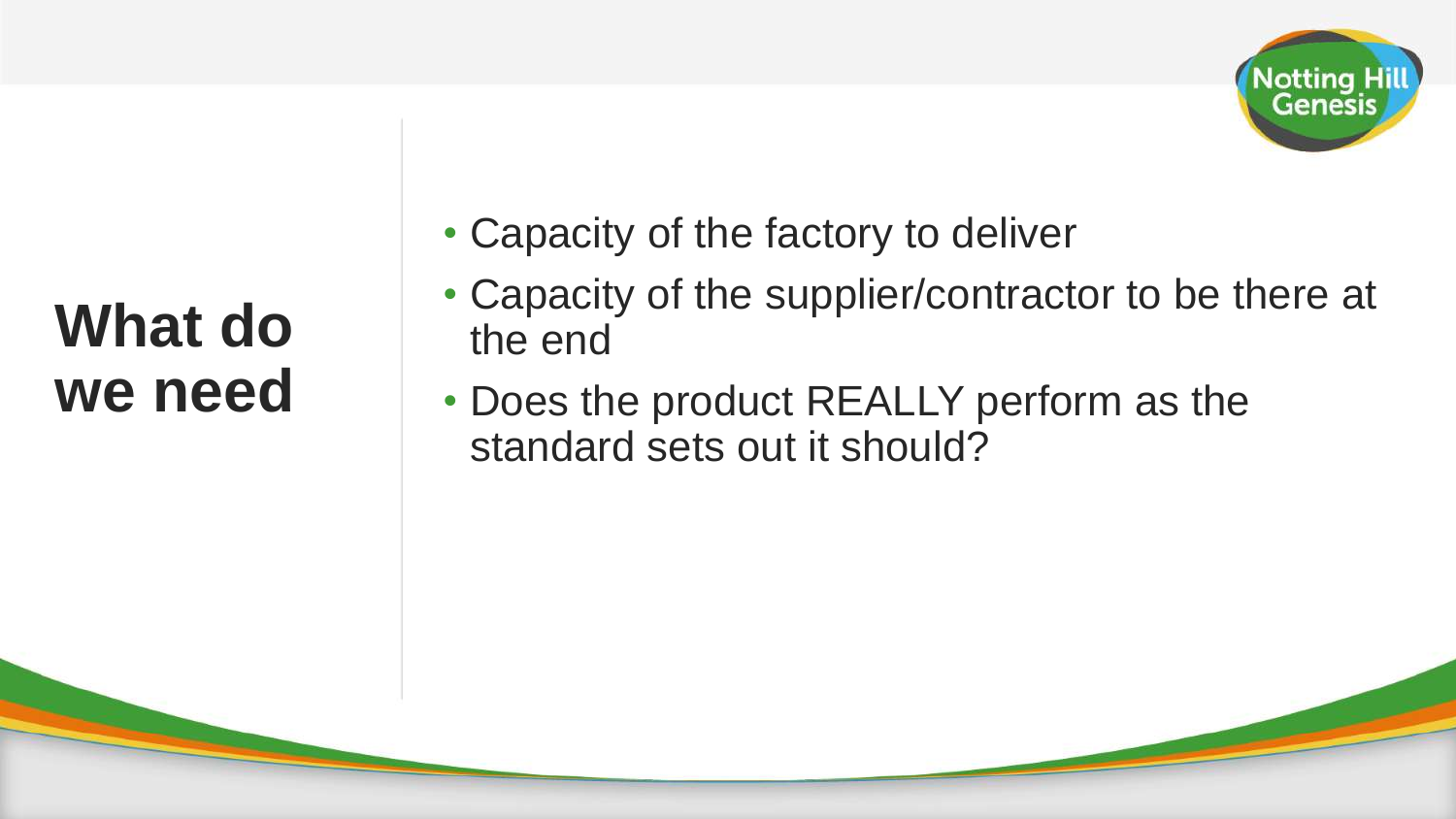# What do we need

- Capacity of the factory to deliver
- Capacity of the supplier/contractor to be there at the end
- Does the product REALLY perform as the standard sets out it should?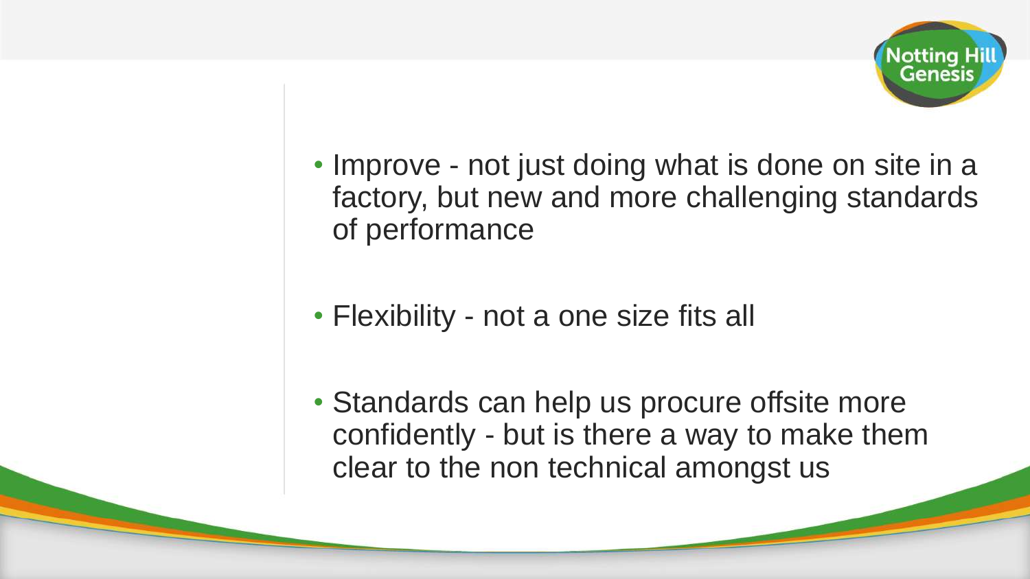- Improve - not just doing what is done on site in a factory, but new and more challenging standards of performance

- Flexibility - not a one size fits all

- Standards can help us procure offsite more confidently - but is there a way to make them clear to the non technical amongst us